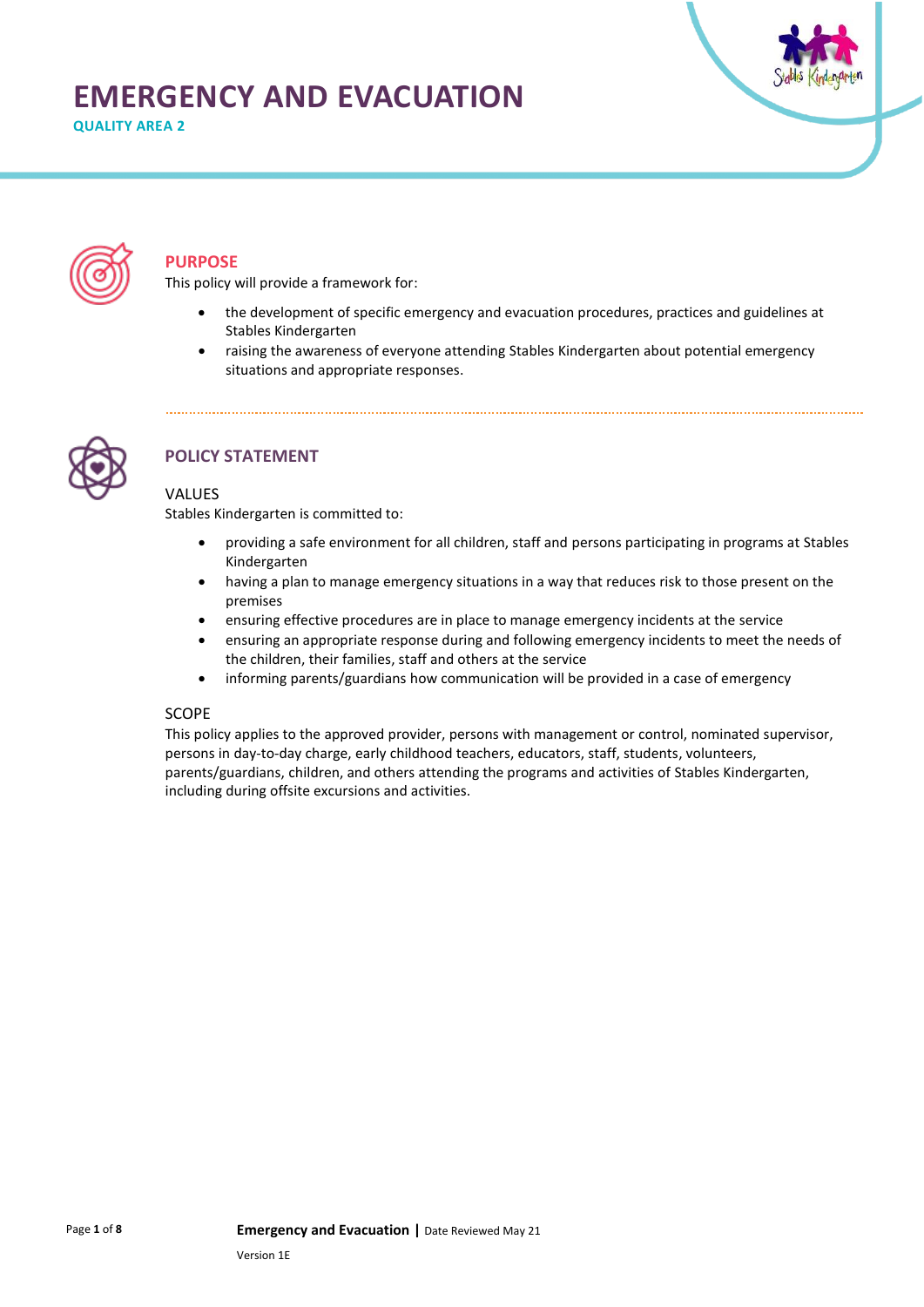# EMERGENCY AND EVACUATION

**QUALITY AREA 2**

## PURPOSE

This policy will provide a framework for:

- the development of specific emergency and evacuation procedures, practices and guidelines at Stables Kindergarten
- raising the awareness of everyone attending Stables Kindergarten about potential emergency situations and appropriate responses.

## POLICY STATEMENT

### VALUES

Stables Kindergarten is committed to:

- providing a safe environment for all children, staff and persons participating in programs at Stables Kindergarten
- having a plan to manage emergency situations in a way that reduces risk to those present on the premises
- ensuring effective procedures are in place to manage emergency incidents at the service
- ensuring an appropriate response during and following emergency incidents to meet the needs of the children, their families, staff and others at the service
- informing parents/guardians how communication will be provided in a case of emergency

### SCOPE

This policy applies to the approved provider, persons with management or control, nominated supervisor, persons in day-to-day charge, early childhood teachers, educators, staff, students, volunteers, parents/guardians, children, and others attending the programs and activities of Stables Kindergarten, including during offsite excursions and activities.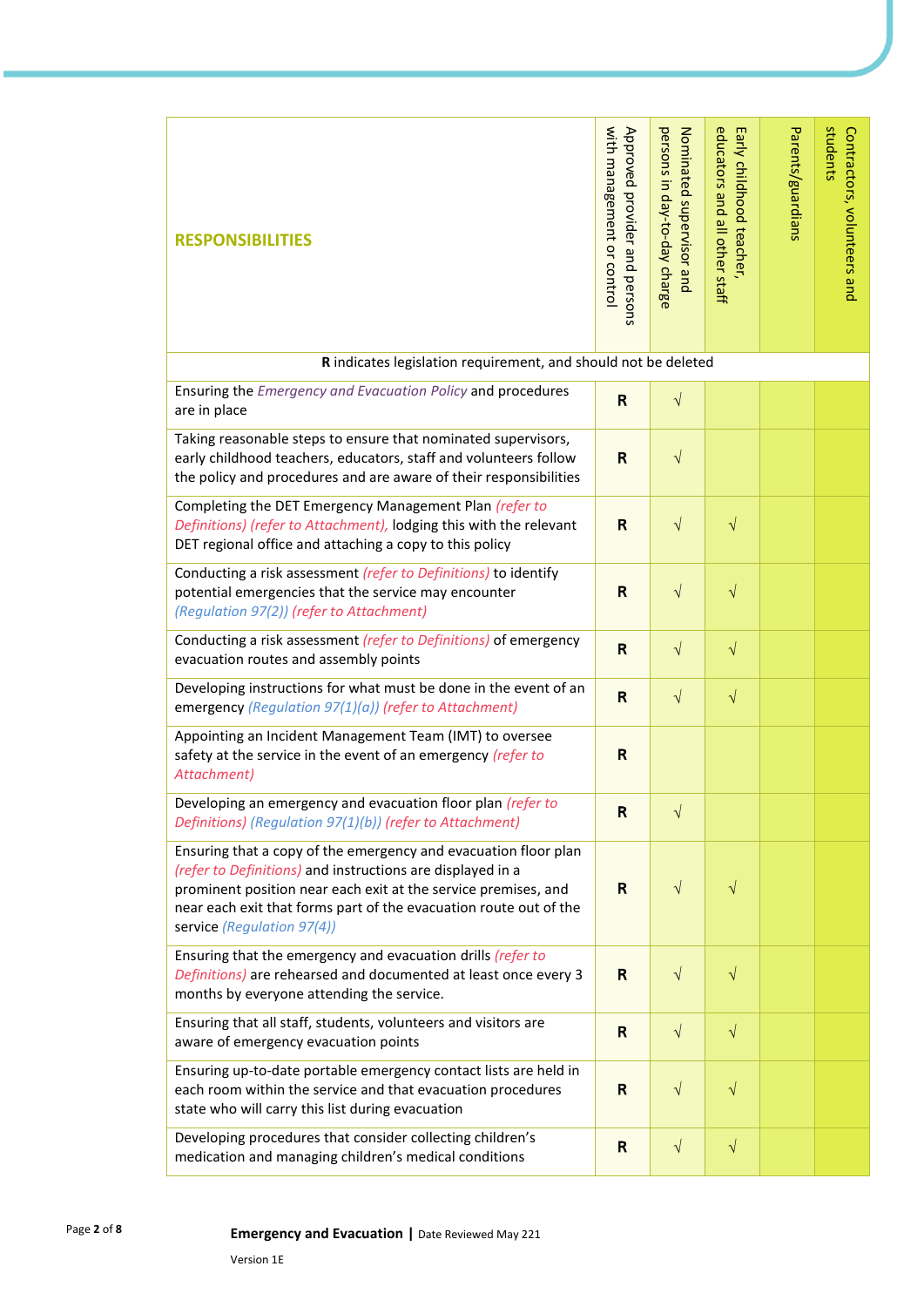| RESPONSIBILITIES | Approved provider and persons with management or control | Nominated supervisor and persons in day-to-day charge | Early childhood teacher, educators and all other staff | Parents/guardians | Contractors, volunteers and students |
|---|---|---|---|---|---|
| **R** indicates legislation requirement, and should not be deleted | | | | | |
| Ensuring the *Emergency and Evacuation Policy* and procedures are in place | **R** | √ | | | |
| Taking reasonable steps to ensure that nominated supervisors, early childhood teachers, educators, staff and volunteers follow the policy and procedures and are aware of their responsibilities | **R** | √ | | | |
| Completing the DET Emergency Management Plan *(refer to Definitions) (refer to Attachment),* lodging this with the relevant DET regional office and attaching a copy to this policy | **R** | √ | √ | | |
| Conducting a risk assessment *(refer to Definitions)* to identify potential emergencies that the service may encounter *(Regulation 97(2)) (refer to Attachment)* | **R** | √ | √ | | |
| Conducting a risk assessment *(refer to Definitions)* of emergency evacuation routes and assembly points | **R** | √ | √ | | |
| Developing instructions for what must be done in the event of an emergency *(Regulation 97(1)(a)) (refer to Attachment)* | **R** | √ | √ | | |
| Appointing an Incident Management Team (IMT) to oversee safety at the service in the event of an emergency *(refer to Attachment)* | **R** | | | | |
| Developing an emergency and evacuation floor plan *(refer to Definitions) (Regulation 97(1)(b)) (refer to Attachment)* | **R** | √ | | | |
| Ensuring that a copy of the emergency and evacuation floor plan *(refer to Definitions)* and instructions are displayed in a prominent position near each exit at the service premises, and near each exit that forms part of the evacuation route out of the service *(Regulation 97(4))* | **R** | √ | √ | | |
| Ensuring that the emergency and evacuation drills *(refer to Definitions)* are rehearsed and documented at least once every 3 months by everyone attending the service. | **R** | √ | √ | | |
| Ensuring that all staff, students, volunteers and visitors are aware of emergency evacuation points | **R** | √ | √ | | |
| Ensuring up-to-date portable emergency contact lists are held in each room within the service and that evacuation procedures state who will carry this list during evacuation | **R** | √ | √ | | |
| Developing procedures that consider collecting children's medication and managing children's medical conditions | **R** | √ | √ | | |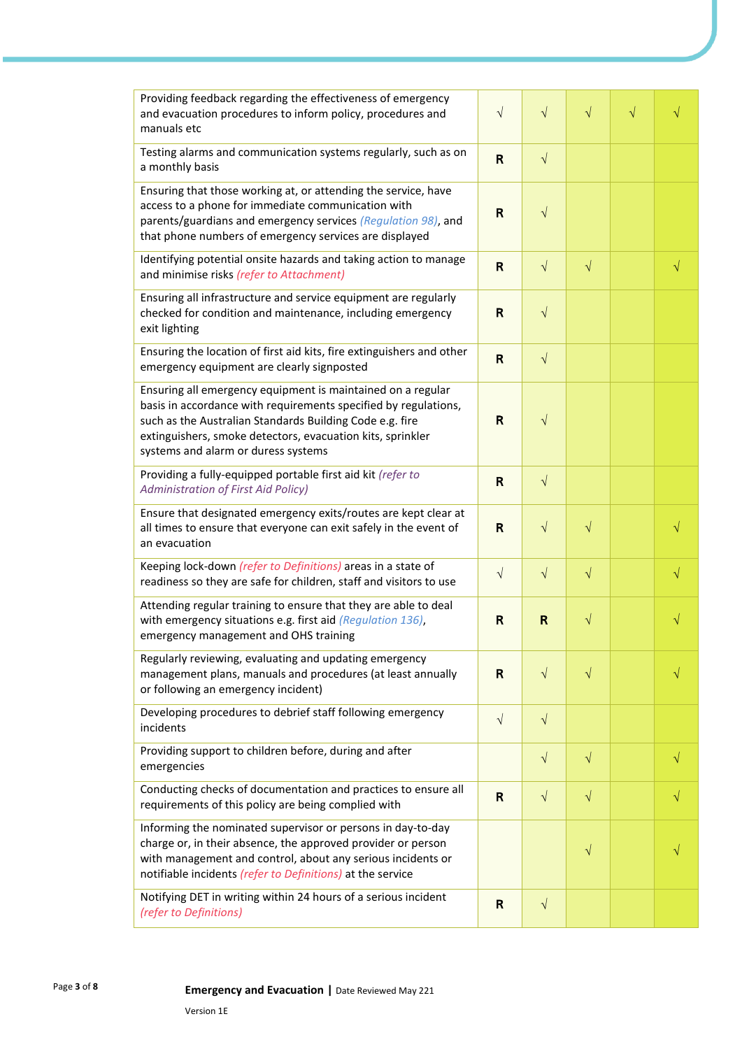| | | | | | |
|---|---|---|---|---|---|
| Providing feedback regarding the effectiveness of emergency and evacuation procedures to inform policy, procedures and manuals etc | √ | √ | √ | √ | √ |
| Testing alarms and communication systems regularly, such as on a monthly basis | **R** | √ | | | |
| Ensuring that those working at, or attending the service, have access to a phone for immediate communication with parents/guardians and emergency services *(Regulation 98)*, and that phone numbers of emergency services are displayed | **R** | √ | | | |
| Identifying potential onsite hazards and taking action to manage and minimise risks *(refer to Attachment)* | **R** | √ | √ | | √ |
| Ensuring all infrastructure and service equipment are regularly checked for condition and maintenance, including emergency exit lighting | **R** | √ | | | |
| Ensuring the location of first aid kits, fire extinguishers and other emergency equipment are clearly signposted | **R** | √ | | | |
| Ensuring all emergency equipment is maintained on a regular basis in accordance with requirements specified by regulations, such as the Australian Standards Building Code e.g. fire extinguishers, smoke detectors, evacuation kits, sprinkler systems and alarm or duress systems | **R** | √ | | | |
| Providing a fully-equipped portable first aid kit *(refer to Administration of First Aid Policy)* | **R** | √ | | | |
| Ensure that designated emergency exits/routes are kept clear at all times to ensure that everyone can exit safely in the event of an evacuation | **R** | √ | √ | | √ |
| Keeping lock-down *(refer to Definitions)* areas in a state of readiness so they are safe for children, staff and visitors to use | √ | √ | √ | | √ |
| Attending regular training to ensure that they are able to deal with emergency situations e.g. first aid *(Regulation 136)*, emergency management and OHS training | **R** | **R** | √ | | √ |
| Regularly reviewing, evaluating and updating emergency management plans, manuals and procedures (at least annually or following an emergency incident) | **R** | √ | √ | | √ |
| Developing procedures to debrief staff following emergency incidents | √ | √ | | | |
| Providing support to children before, during and after emergencies | | √ | √ | | √ |
| Conducting checks of documentation and practices to ensure all requirements of this policy are being complied with | **R** | √ | √ | | √ |
| Informing the nominated supervisor or persons in day-to-day charge or, in their absence, the approved provider or person with management and control, about any serious incidents or notifiable incidents *(refer to Definitions)* at the service | | | √ | | √ |
| Notifying DET in writing within 24 hours of a serious incident *(refer to Definitions)* | **R** | √ | | | |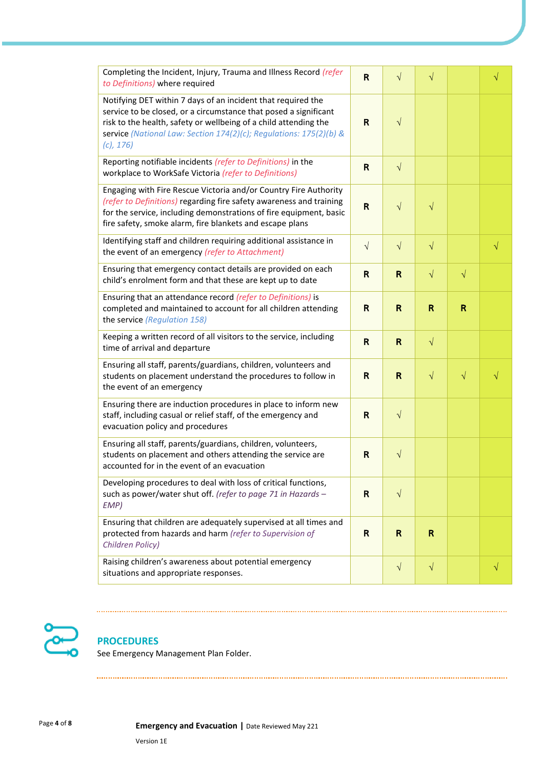| | | | | | |
|---|---|---|---|---|---|
| Completing the Incident, Injury, Trauma and Illness Record *(refer to Definitions)* where required | R | √ | √ | | √ |
| Notifying DET within 7 days of an incident that required the service to be closed, or a circumstance that posed a significant risk to the health, safety or wellbeing of a child attending the service *(National Law: Section 174(2)(c); Regulations: 175(2)(b) & (c), 176)* | R | √ | | | |
| Reporting notifiable incidents *(refer to Definitions)* in the workplace to WorkSafe Victoria *(refer to Definitions)* | R | √ | | | |
| Engaging with Fire Rescue Victoria and/or Country Fire Authority *(refer to Definitions)* regarding fire safety awareness and training for the service, including demonstrations of fire equipment, basic fire safety, smoke alarm, fire blankets and escape plans | R | √ | √ | | |
| Identifying staff and children requiring additional assistance in the event of an emergency *(refer to Attachment)* | √ | √ | √ | | √ |
| Ensuring that emergency contact details are provided on each child's enrolment form and that these are kept up to date | R | R | √ | √ | |
| Ensuring that an attendance record *(refer to Definitions)* is completed and maintained to account for all children attending the service *(Regulation 158)* | R | R | R | R | |
| Keeping a written record of all visitors to the service, including time of arrival and departure | R | R | √ | | |
| Ensuring all staff, parents/guardians, children, volunteers and students on placement understand the procedures to follow in the event of an emergency | R | R | √ | √ | √ |
| Ensuring there are induction procedures in place to inform new staff, including casual or relief staff, of the emergency and evacuation policy and procedures | R | √ | | | |
| Ensuring all staff, parents/guardians, children, volunteers, students on placement and others attending the service are accounted for in the event of an evacuation | R | √ | | | |
| Developing procedures to deal with loss of critical functions, such as power/water shut off. *(refer to page 71 in Hazards – EMP)* | R | √ | | | |
| Ensuring that children are adequately supervised at all times and protected from hazards and harm *(refer to Supervision of Children Policy)* | R | R | R | | |
| Raising children's awareness about potential emergency situations and appropriate responses. | | √ | √ | | √ |

## PROCEDURES

See Emergency Management Plan Folder.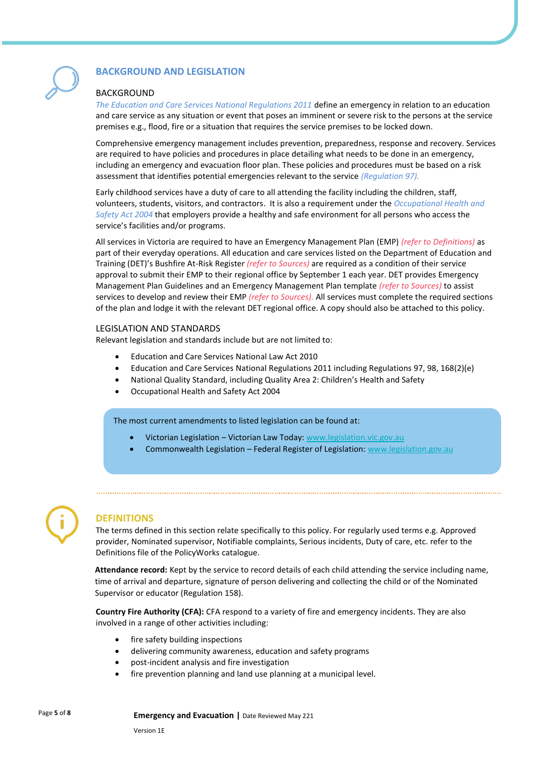## BACKGROUND AND LEGISLATION

### BACKGROUND

*The Education and Care Services National Regulations 2011* define an emergency in relation to an education and care service as any situation or event that poses an imminent or severe risk to the persons at the service premises e.g., flood, fire or a situation that requires the service premises to be locked down.

Comprehensive emergency management includes prevention, preparedness, response and recovery. Services are required to have policies and procedures in place detailing what needs to be done in an emergency, including an emergency and evacuation floor plan. These policies and procedures must be based on a risk assessment that identifies potential emergencies relevant to the service *(Regulation 97).*

Early childhood services have a duty of care to all attending the facility including the children, staff, volunteers, students, visitors, and contractors. It is also a requirement under the *Occupational Health and Safety Act 2004* that employers provide a healthy and safe environment for all persons who access the service's facilities and/or programs.

All services in Victoria are required to have an Emergency Management Plan (EMP) *(refer to Definitions)* as part of their everyday operations. All education and care services listed on the Department of Education and Training (DET)'s Bushfire At-Risk Register *(refer to Sources)* are required as a condition of their service approval to submit their EMP to their regional office by September 1 each year. DET provides Emergency Management Plan Guidelines and an Emergency Management Plan template *(refer to Sources)* to assist services to develop and review their EMP *(refer to Sources).* All services must complete the required sections of the plan and lodge it with the relevant DET regional office. A copy should also be attached to this policy.

### LEGISLATION AND STANDARDS

Relevant legislation and standards include but are not limited to:

- Education and Care Services National Law Act 2010
- Education and Care Services National Regulations 2011 including Regulations 97, 98, 168(2)(e)
- National Quality Standard, including Quality Area 2: Children's Health and Safety
- Occupational Health and Safety Act 2004

The most current amendments to listed legislation can be found at:

- Victorian Legislation – Victorian Law Today: www.legislation.vic.gov.au
- Commonwealth Legislation – Federal Register of Legislation: www.legislation.gov.au

## DEFINITIONS

The terms defined in this section relate specifically to this policy. For regularly used terms e.g. Approved provider, Nominated supervisor, Notifiable complaints, Serious incidents, Duty of care, etc. refer to the Definitions file of the PolicyWorks catalogue.

**Attendance record:** Kept by the service to record details of each child attending the service including name, time of arrival and departure, signature of person delivering and collecting the child or of the Nominated Supervisor or educator (Regulation 158).

**Country Fire Authority (CFA):** CFA respond to a variety of fire and emergency incidents. They are also involved in a range of other activities including:

- fire safety building inspections
- delivering community awareness, education and safety programs
- post-incident analysis and fire investigation
- fire prevention planning and land use planning at a municipal level.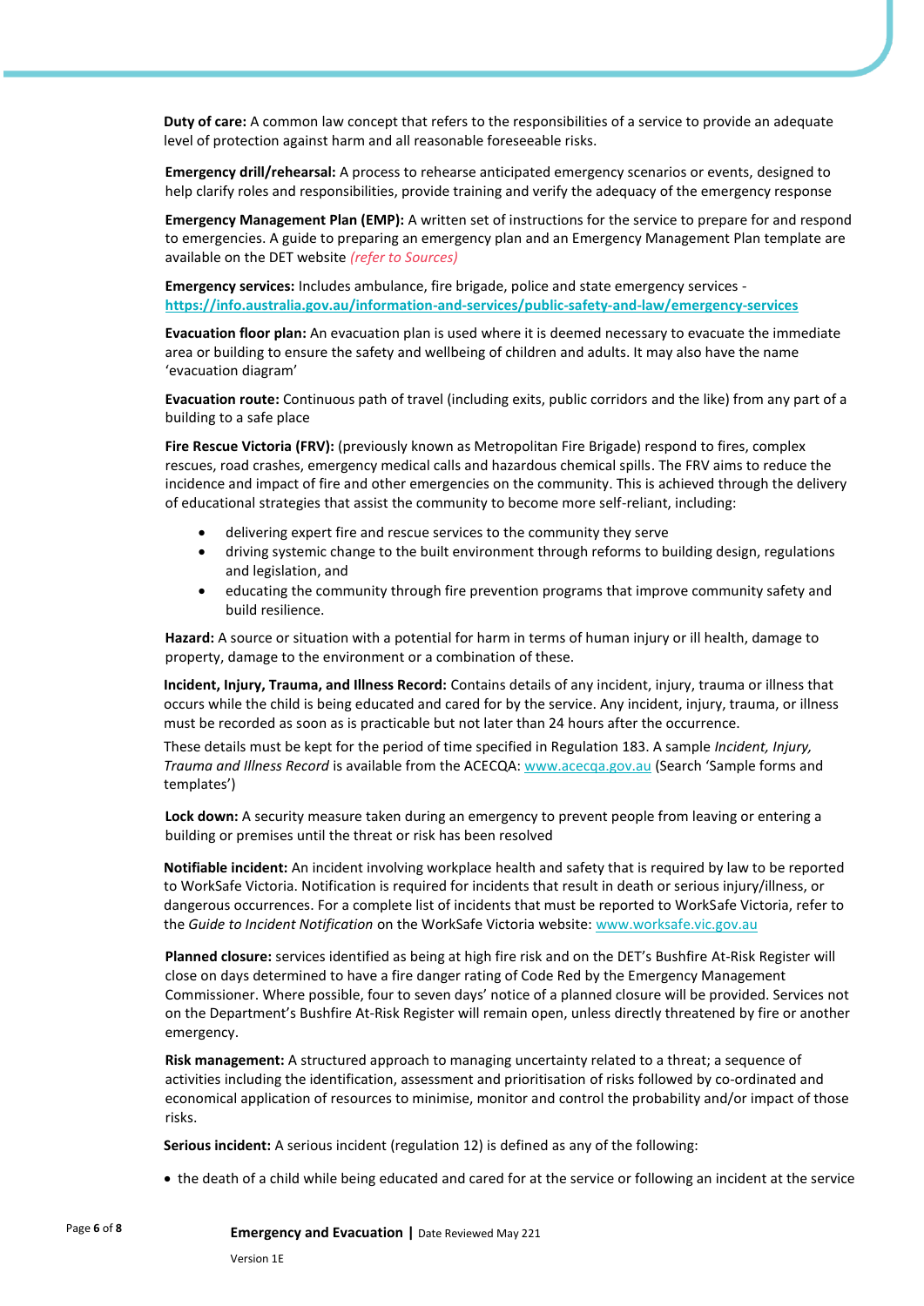**Duty of care:** A common law concept that refers to the responsibilities of a service to provide an adequate level of protection against harm and all reasonable foreseeable risks.

**Emergency drill/rehearsal:** A process to rehearse anticipated emergency scenarios or events, designed to help clarify roles and responsibilities, provide training and verify the adequacy of the emergency response

**Emergency Management Plan (EMP):** A written set of instructions for the service to prepare for and respond to emergencies. A guide to preparing an emergency plan and an Emergency Management Plan template are available on the DET website *(refer to Sources)*

**Emergency services:** Includes ambulance, fire brigade, police and state emergency services - **https://info.australia.gov.au/information-and-services/public-safety-and-law/emergency-services**

**Evacuation floor plan:** An evacuation plan is used where it is deemed necessary to evacuate the immediate area or building to ensure the safety and wellbeing of children and adults. It may also have the name 'evacuation diagram'

**Evacuation route:** Continuous path of travel (including exits, public corridors and the like) from any part of a building to a safe place

**Fire Rescue Victoria (FRV):** (previously known as Metropolitan Fire Brigade) respond to fires, complex rescues, road crashes, emergency medical calls and hazardous chemical spills. The FRV aims to reduce the incidence and impact of fire and other emergencies on the community. This is achieved through the delivery of educational strategies that assist the community to become more self-reliant, including:

- delivering expert fire and rescue services to the community they serve
- driving systemic change to the built environment through reforms to building design, regulations and legislation, and
- educating the community through fire prevention programs that improve community safety and build resilience.

**Hazard:** A source or situation with a potential for harm in terms of human injury or ill health, damage to property, damage to the environment or a combination of these.

**Incident, Injury, Trauma, and Illness Record:** Contains details of any incident, injury, trauma or illness that occurs while the child is being educated and cared for by the service. Any incident, injury, trauma, or illness must be recorded as soon as is practicable but not later than 24 hours after the occurrence.

These details must be kept for the period of time specified in Regulation 183. A sample *Incident, Injury, Trauma and Illness Record* is available from the ACECQA: www.acecqa.gov.au (Search 'Sample forms and templates')

**Lock down:** A security measure taken during an emergency to prevent people from leaving or entering a building or premises until the threat or risk has been resolved

**Notifiable incident:** An incident involving workplace health and safety that is required by law to be reported to WorkSafe Victoria. Notification is required for incidents that result in death or serious injury/illness, or dangerous occurrences. For a complete list of incidents that must be reported to WorkSafe Victoria, refer to the *Guide to Incident Notification* on the WorkSafe Victoria website: www.worksafe.vic.gov.au

**Planned closure:** services identified as being at high fire risk and on the DET's Bushfire At-Risk Register will close on days determined to have a fire danger rating of Code Red by the Emergency Management Commissioner. Where possible, four to seven days' notice of a planned closure will be provided. Services not on the Department's Bushfire At-Risk Register will remain open, unless directly threatened by fire or another emergency.

**Risk management:** A structured approach to managing uncertainty related to a threat; a sequence of activities including the identification, assessment and prioritisation of risks followed by co-ordinated and economical application of resources to minimise, monitor and control the probability and/or impact of those risks.

**Serious incident:** A serious incident (regulation 12) is defined as any of the following:

- the death of a child while being educated and cared for at the service or following an incident at the service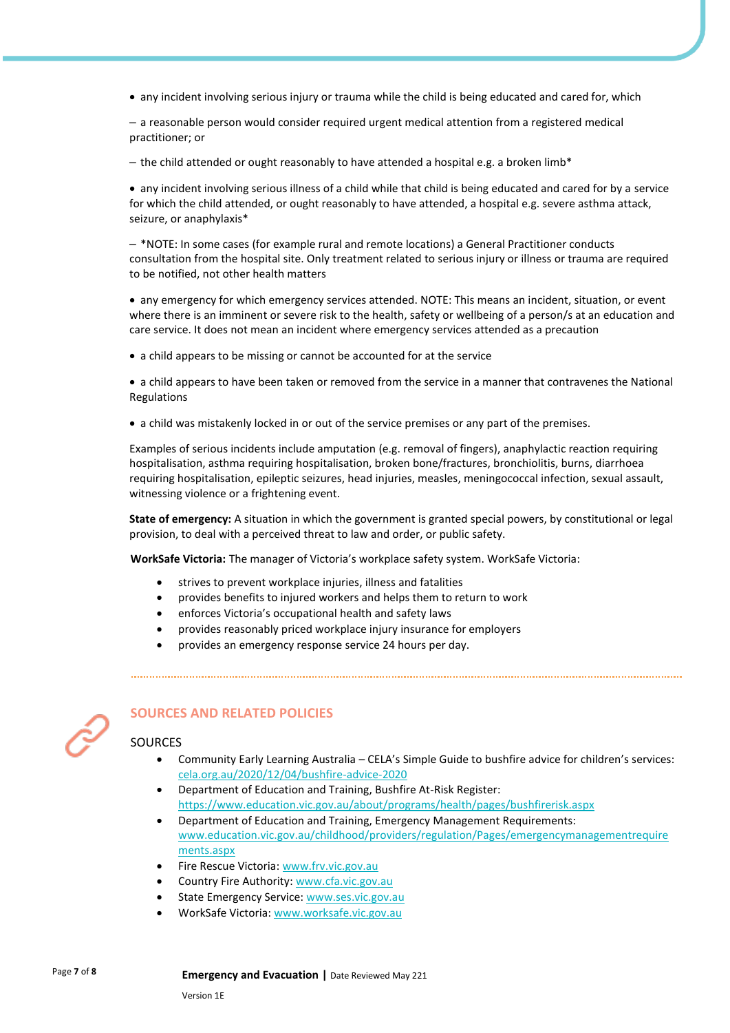- any incident involving serious injury or trauma while the child is being educated and cared for, which

  – a reasonable person would consider required urgent medical attention from a registered medical practitioner; or

  – the child attended or ought reasonably to have attended a hospital e.g. a broken limb*

- any incident involving serious illness of a child while that child is being educated and cared for by a service for which the child attended, or ought reasonably to have attended, a hospital e.g. severe asthma attack, seizure, or anaphylaxis*

  – *NOTE: In some cases (for example rural and remote locations) a General Practitioner conducts consultation from the hospital site. Only treatment related to serious injury or illness or trauma are required to be notified, not other health matters

- any emergency for which emergency services attended. NOTE: This means an incident, situation, or event where there is an imminent or severe risk to the health, safety or wellbeing of a person/s at an education and care service. It does not mean an incident where emergency services attended as a precaution

- a child appears to be missing or cannot be accounted for at the service

- a child appears to have been taken or removed from the service in a manner that contravenes the National Regulations

- a child was mistakenly locked in or out of the service premises or any part of the premises.

Examples of serious incidents include amputation (e.g. removal of fingers), anaphylactic reaction requiring hospitalisation, asthma requiring hospitalisation, broken bone/fractures, bronchiolitis, burns, diarrhoea requiring hospitalisation, epileptic seizures, head injuries, measles, meningococcal infection, sexual assault, witnessing violence or a frightening event.

**State of emergency:** A situation in which the government is granted special powers, by constitutional or legal provision, to deal with a perceived threat to law and order, or public safety.

**WorkSafe Victoria:** The manager of Victoria's workplace safety system. WorkSafe Victoria:

- strives to prevent workplace injuries, illness and fatalities
- provides benefits to injured workers and helps them to return to work
- enforces Victoria's occupational health and safety laws
- provides reasonably priced workplace injury insurance for employers
- provides an emergency response service 24 hours per day.

## SOURCES AND RELATED POLICIES

### SOURCES

- Community Early Learning Australia – CELA's Simple Guide to bushfire advice for children's services: cela.org.au/2020/12/04/bushfire-advice-2020
- Department of Education and Training, Bushfire At-Risk Register: https://www.education.vic.gov.au/about/programs/health/pages/bushfirerisk.aspx
- Department of Education and Training, Emergency Management Requirements: www.education.vic.gov.au/childhood/providers/regulation/Pages/emergencymanagementrequirements.aspx
- Fire Rescue Victoria: www.frv.vic.gov.au
- Country Fire Authority: www.cfa.vic.gov.au
- State Emergency Service: www.ses.vic.gov.au
- WorkSafe Victoria: www.worksafe.vic.gov.au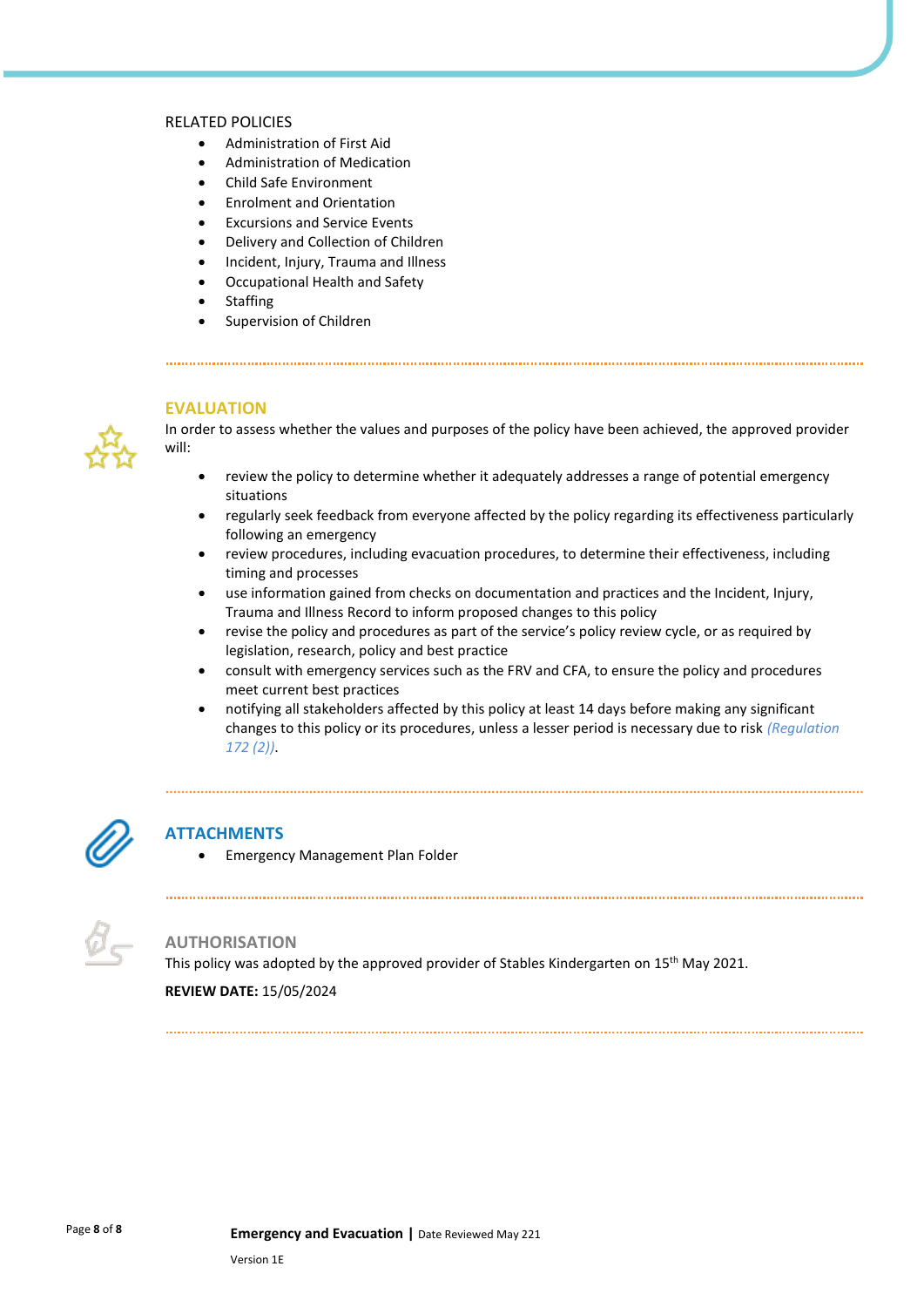RELATED POLICIES

- Administration of First Aid
- Administration of Medication
- Child Safe Environment
- Enrolment and Orientation
- Excursions and Service Events
- Delivery and Collection of Children
- Incident, Injury, Trauma and Illness
- Occupational Health and Safety
- Staffing
- Supervision of Children

## EVALUATION

In order to assess whether the values and purposes of the policy have been achieved, the approved provider will:

- review the policy to determine whether it adequately addresses a range of potential emergency situations
- regularly seek feedback from everyone affected by the policy regarding its effectiveness particularly following an emergency
- review procedures, including evacuation procedures, to determine their effectiveness, including timing and processes
- use information gained from checks on documentation and practices and the Incident, Injury, Trauma and Illness Record to inform proposed changes to this policy
- revise the policy and procedures as part of the service's policy review cycle, or as required by legislation, research, policy and best practice
- consult with emergency services such as the FRV and CFA, to ensure the policy and procedures meet current best practices
- notifying all stakeholders affected by this policy at least 14 days before making any significant changes to this policy or its procedures, unless a lesser period is necessary due to risk *(Regulation 172 (2))*.

## ATTACHMENTS

- Emergency Management Plan Folder

## AUTHORISATION

This policy was adopted by the approved provider of Stables Kindergarten on 15th May 2021.

**REVIEW DATE:** 15/05/2024